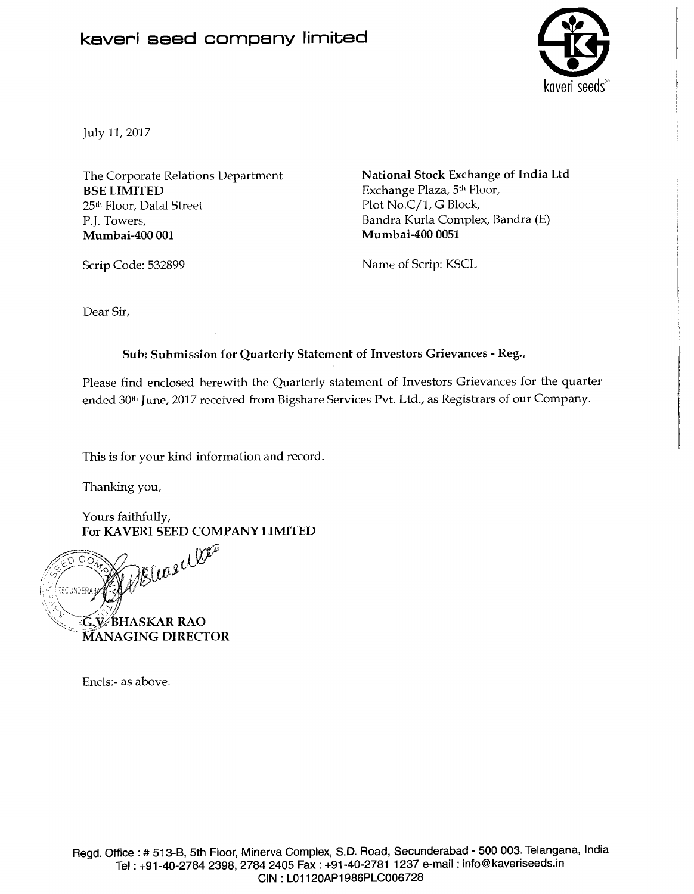# kaveri seed company limited

July 11, 2017

The Corporate Relations Department
**BSE LIMITED**
25th Floor, Dalal Street
P.J. Towers,
**Mumbai-400 001**

Scrip Code: 532899

**National Stock Exchange of India Ltd**
Exchange Plaza, 5th Floor,
Plot No.C/1, G Block,
Bandra Kurla Complex, Bandra (E)
**Mumbai-400 0051**

Name of Scrip: KSCL

Dear Sir,

**Sub: Submission for Quarterly Statement of Investors Grievances - Reg.,**

Please find enclosed herewith the Quarterly statement of Investors Grievances for the quarter ended 30th June, 2017 received from Bigshare Services Pvt. Ltd., as Registrars of our Company.

This is for your kind information and record.

Thanking you,

Yours faithfully,
**For KAVERI SEED COMPANY LIMITED**

**G.V. BHASKAR RAO**
**MANAGING DIRECTOR**

Encls:- as above.

Regd. Office : # 513-B, 5th Floor, Minerva Complex, S.D. Road, Secunderabad - 500 003. Telangana, India
Tel : +91-40-2784 2398, 2784 2405 Fax : +91-40-2781 1237 e-mail : info@kaveriseeds.in
CIN : L01120AP1986PLC006728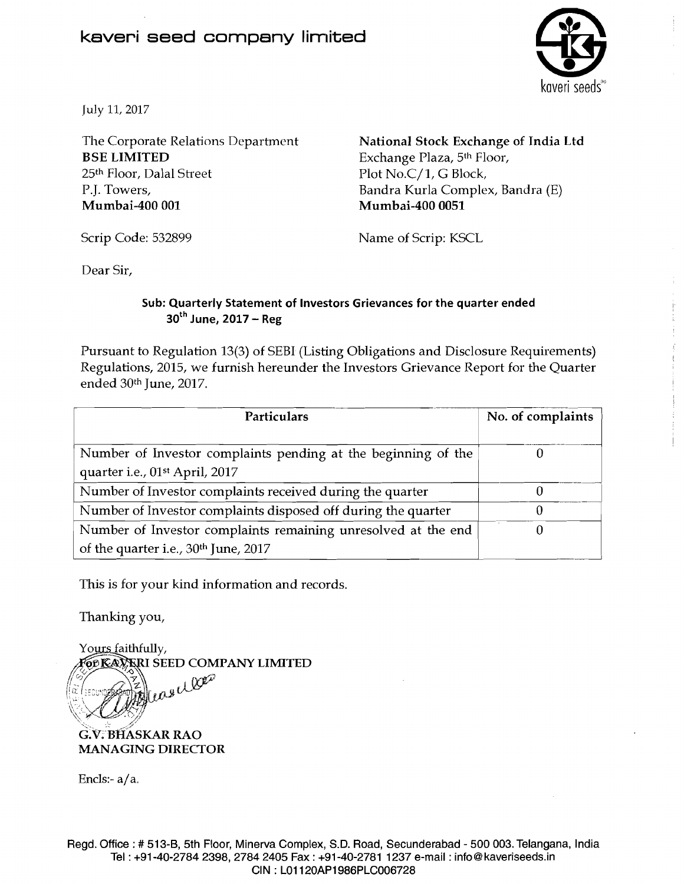# kaveri seed company limited

July 11, 2017

The Corporate Relations Department
**BSE LIMITED**
25th Floor, Dalal Street
P.J. Towers,
**Mumbai-400 001**

**National Stock Exchange of India Ltd**
Exchange Plaza, 5th Floor,
Plot No.C/1, G Block,
Bandra Kurla Complex, Bandra (E)
**Mumbai-400 0051**

Scrip Code: 532899

Name of Scrip: KSCL

Dear Sir,

**Sub: Quarterly Statement of Investors Grievances for the quarter ended 30th June, 2017 – Reg**

Pursuant to Regulation 13(3) of SEBI (Listing Obligations and Disclosure Requirements) Regulations, 2015, we furnish hereunder the Investors Grievance Report for the Quarter ended 30th June, 2017.

| Particulars | No. of complaints |
|---|---|
| Number of Investor complaints pending at the beginning of the quarter i.e., 01st April, 2017 | 0 |
| Number of Investor complaints received during the quarter | 0 |
| Number of Investor complaints disposed off during the quarter | 0 |
| Number of Investor complaints remaining unresolved at the end of the quarter i.e., 30th June, 2017 | 0 |

This is for your kind information and records.

Thanking you,

Yours faithfully,
For KAVERI SEED COMPANY LIMITED

**G.V. BHASKAR RAO**
**MANAGING DIRECTOR**

Encls:- a/a.

Regd. Office : # 513-B, 5th Floor, Minerva Complex, S.D. Road, Secunderabad - 500 003. Telangana, India
Tel : +91-40-2784 2398, 2784 2405 Fax : +91-40-2781 1237 e-mail : info@kaveriseeds.in
CIN : L01120AP1986PLC006728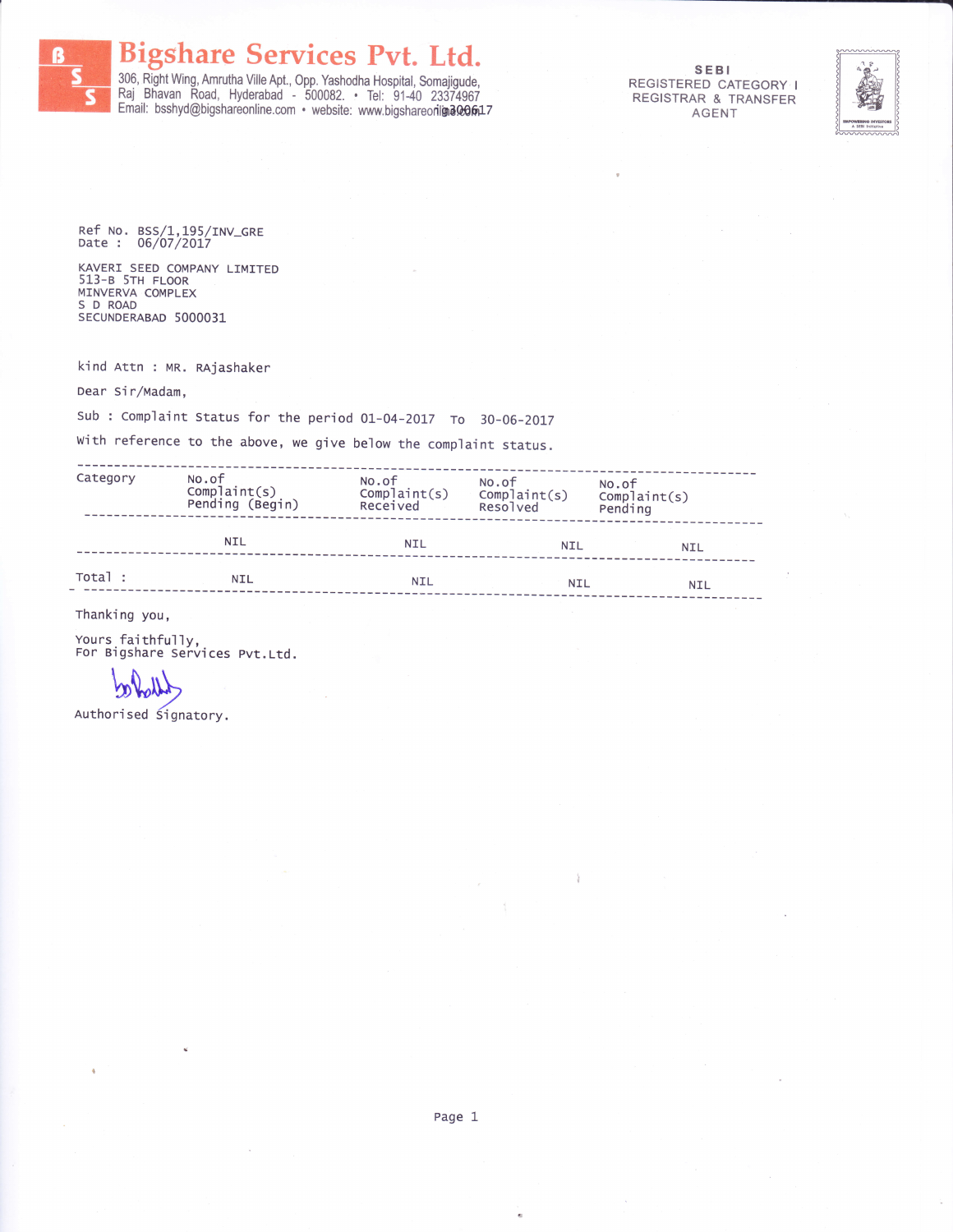# Bigshare Services Pvt. Ltd.

306, Right Wing, Amrutha Ville Apt., Opp. Yashodha Hospital, Somajigude,
Raj Bhavan Road, Hyderabad - 500082. • Tel: 91-40 23374967
Email: bsshyd@bigshareonline.com • website: www.bigshareonline.com

SEBI
REGISTERED CATEGORY I
REGISTRAR & TRANSFER
AGENT

Ref No. BSS/1,195/INV_GRE
Date : 06/07/2017

KAVERI SEED COMPANY LIMITED
513-B 5TH FLOOR
MINVERVA COMPLEX
S D ROAD
SECUNDERABAD 5000031

kind Attn : MR. RAjashaker

Dear Sir/Madam,

Sub : Complaint Status for the period 01-04-2017 To 30-06-2017

With reference to the above, we give below the complaint status.

| Category | No.of Complaint(s) Pending (Begin) | No.of Complaint(s) Received | No.of Complaint(s) Resolved | No.of Complaint(s) Pending |
|---|---|---|---|---|
| | NIL | NIL | NIL | NIL |
| Total : | NIL | NIL | NIL | NIL |

Thanking you,

Yours faithfully,
For Bigshare Services Pvt.Ltd.

Authorised Signatory.